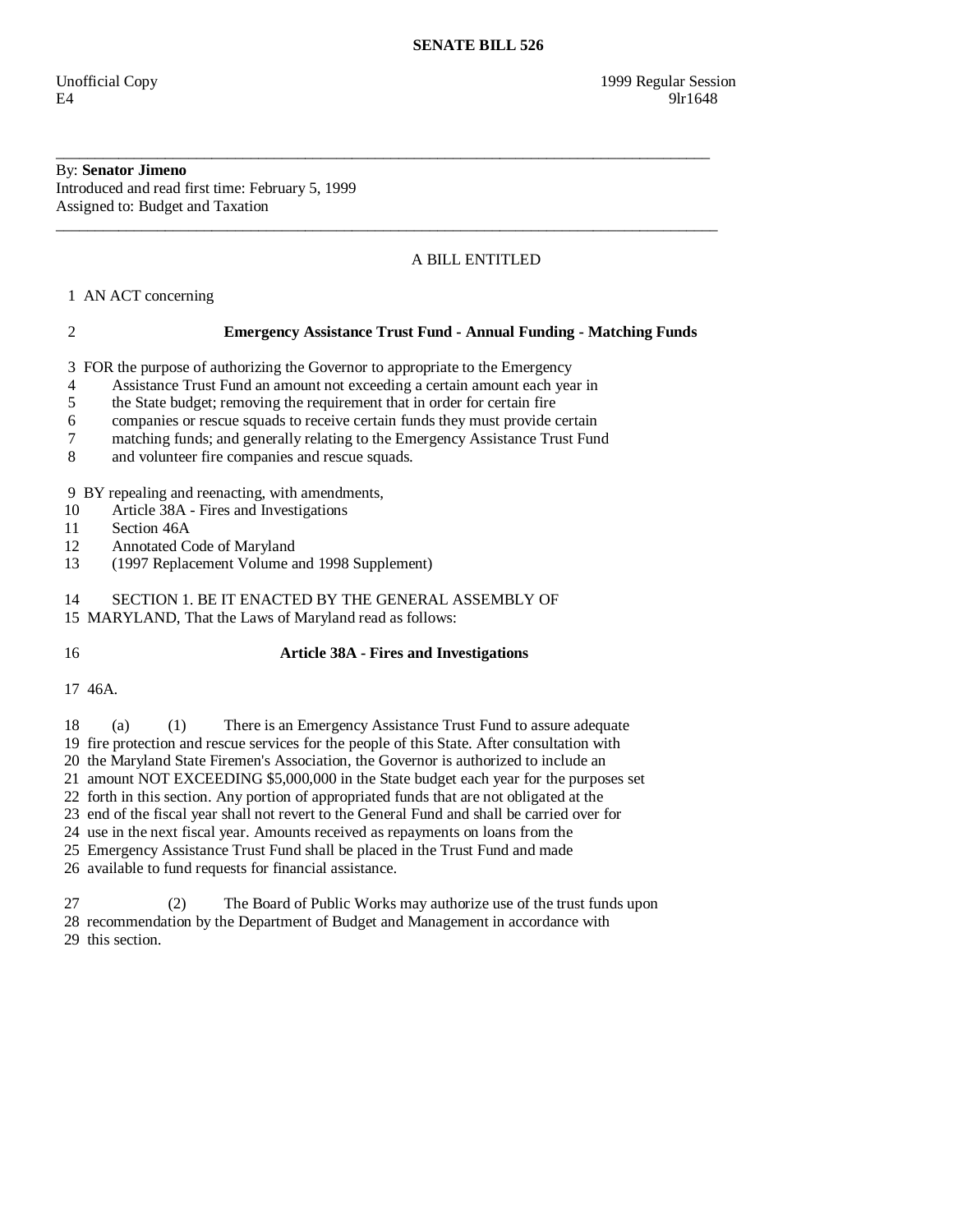# SENATE BILL 526

Unofficial Copy 1999 Regular Session
E4 9lr1648

---

By: **Senator Jimeno**
Introduced and read first time: February 5, 1999
Assigned to: Budget and Taxation

---

A BILL ENTITLED

1 AN ACT concerning

2 **Emergency Assistance Trust Fund - Annual Funding - Matching Funds**

3 FOR the purpose of authorizing the Governor to appropriate to the Emergency
4 Assistance Trust Fund an amount not exceeding a certain amount each year in
5 the State budget; removing the requirement that in order for certain fire
6 companies or rescue squads to receive certain funds they must provide certain
7 matching funds; and generally relating to the Emergency Assistance Trust Fund
8 and volunteer fire companies and rescue squads.

9 BY repealing and reenacting, with amendments,
10 Article 38A - Fires and Investigations
11 Section 46A
12 Annotated Code of Maryland
13 (1997 Replacement Volume and 1998 Supplement)

14 SECTION 1. BE IT ENACTED BY THE GENERAL ASSEMBLY OF
15 MARYLAND, That the Laws of Maryland read as follows:

16 **Article 38A - Fires and Investigations**

17 46A.

18 (a) (1) There is an Emergency Assistance Trust Fund to assure adequate
19 fire protection and rescue services for the people of this State. After consultation with
20 the Maryland State Firemen's Association, the Governor is authorized to include an
21 amount NOT EXCEEDING $5,000,000 in the State budget each year for the purposes set
22 forth in this section. Any portion of appropriated funds that are not obligated at the
23 end of the fiscal year shall not revert to the General Fund and shall be carried over for
24 use in the next fiscal year. Amounts received as repayments on loans from the
25 Emergency Assistance Trust Fund shall be placed in the Trust Fund and made
26 available to fund requests for financial assistance.

27 (2) The Board of Public Works may authorize use of the trust funds upon
28 recommendation by the Department of Budget and Management in accordance with
29 this section.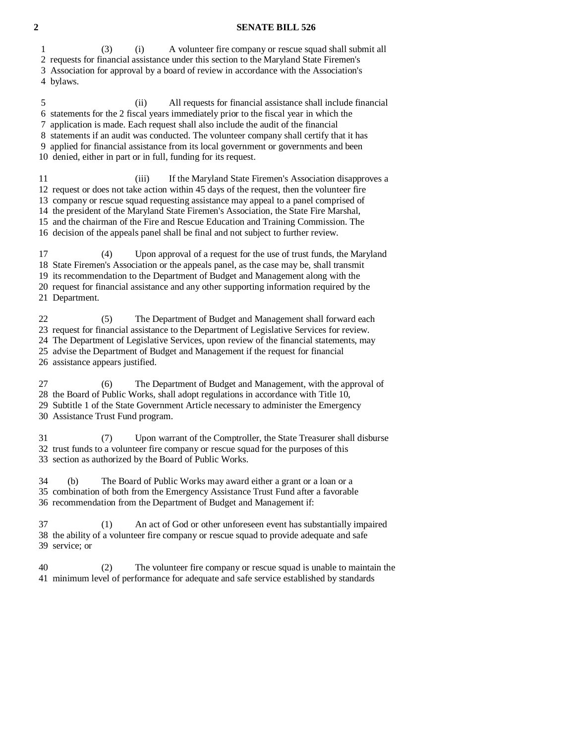(3) (i) A volunteer fire company or rescue squad shall submit all requests for financial assistance under this section to the Maryland State Firemen's Association for approval by a board of review in accordance with the Association's bylaws.

(ii) All requests for financial assistance shall include financial statements for the 2 fiscal years immediately prior to the fiscal year in which the application is made. Each request shall also include the audit of the financial statements if an audit was conducted. The volunteer company shall certify that it has applied for financial assistance from its local government or governments and been denied, either in part or in full, funding for its request.

(iii) If the Maryland State Firemen's Association disapproves a request or does not take action within 45 days of the request, then the volunteer fire company or rescue squad requesting assistance may appeal to a panel comprised of the president of the Maryland State Firemen's Association, the State Fire Marshal, and the chairman of the Fire and Rescue Education and Training Commission. The decision of the appeals panel shall be final and not subject to further review.

(4) Upon approval of a request for the use of trust funds, the Maryland State Firemen's Association or the appeals panel, as the case may be, shall transmit its recommendation to the Department of Budget and Management along with the request for financial assistance and any other supporting information required by the Department.

(5) The Department of Budget and Management shall forward each request for financial assistance to the Department of Legislative Services for review. The Department of Legislative Services, upon review of the financial statements, may advise the Department of Budget and Management if the request for financial assistance appears justified.

(6) The Department of Budget and Management, with the approval of the Board of Public Works, shall adopt regulations in accordance with Title 10, Subtitle 1 of the State Government Article necessary to administer the Emergency Assistance Trust Fund program.

(7) Upon warrant of the Comptroller, the State Treasurer shall disburse trust funds to a volunteer fire company or rescue squad for the purposes of this section as authorized by the Board of Public Works.

(b) The Board of Public Works may award either a grant or a loan or a combination of both from the Emergency Assistance Trust Fund after a favorable recommendation from the Department of Budget and Management if:

(1) An act of God or other unforeseen event has substantially impaired the ability of a volunteer fire company or rescue squad to provide adequate and safe service; or

(2) The volunteer fire company or rescue squad is unable to maintain the minimum level of performance for adequate and safe service established by standards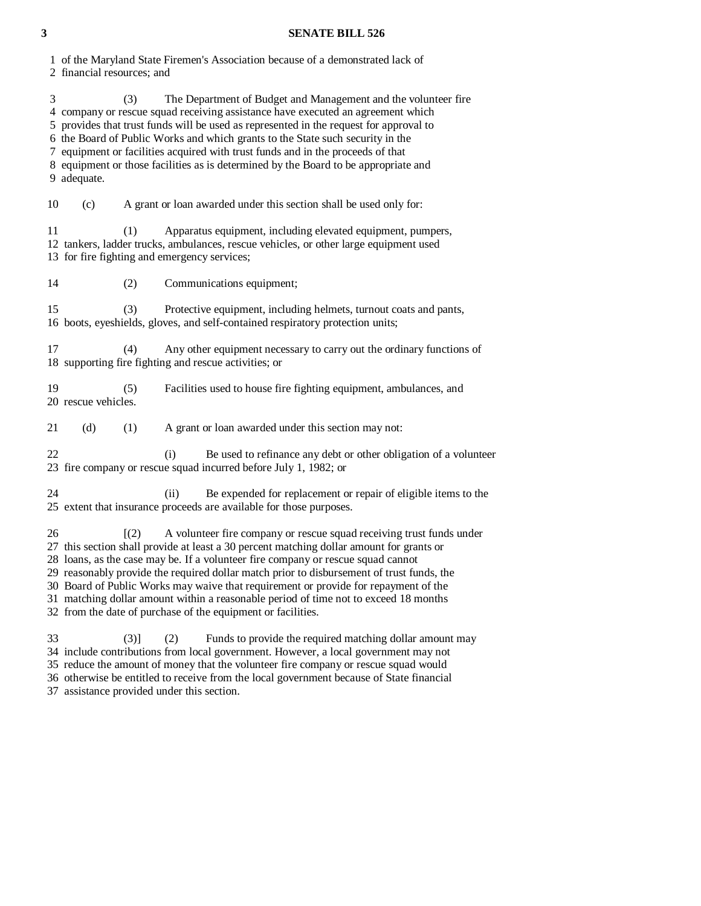of the Maryland State Firemen's Association because of a demonstrated lack of financial resources; and

(3) The Department of Budget and Management and the volunteer fire company or rescue squad receiving assistance have executed an agreement which provides that trust funds will be used as represented in the request for approval to the Board of Public Works and which grants to the State such security in the equipment or facilities acquired with trust funds and in the proceeds of that equipment or those facilities as is determined by the Board to be appropriate and adequate.

(c) A grant or loan awarded under this section shall be used only for:

(1) Apparatus equipment, including elevated equipment, pumpers, tankers, ladder trucks, ambulances, rescue vehicles, or other large equipment used for fire fighting and emergency services;

(2) Communications equipment;

(3) Protective equipment, including helmets, turnout coats and pants, boots, eyeshields, gloves, and self-contained respiratory protection units;

(4) Any other equipment necessary to carry out the ordinary functions of supporting fire fighting and rescue activities; or

(5) Facilities used to house fire fighting equipment, ambulances, and rescue vehicles.

(d) (1) A grant or loan awarded under this section may not:

(i) Be used to refinance any debt or other obligation of a volunteer fire company or rescue squad incurred before July 1, 1982; or

(ii) Be expended for replacement or repair of eligible items to the extent that insurance proceeds are available for those purposes.

[(2) A volunteer fire company or rescue squad receiving trust funds under this section shall provide at least a 30 percent matching dollar amount for grants or loans, as the case may be. If a volunteer fire company or rescue squad cannot reasonably provide the required dollar match prior to disbursement of trust funds, the Board of Public Works may waive that requirement or provide for repayment of the matching dollar amount within a reasonable period of time not to exceed 18 months from the date of purchase of the equipment or facilities.

(3)] (2) Funds to provide the required matching dollar amount may include contributions from local government. However, a local government may not reduce the amount of money that the volunteer fire company or rescue squad would otherwise be entitled to receive from the local government because of State financial assistance provided under this section.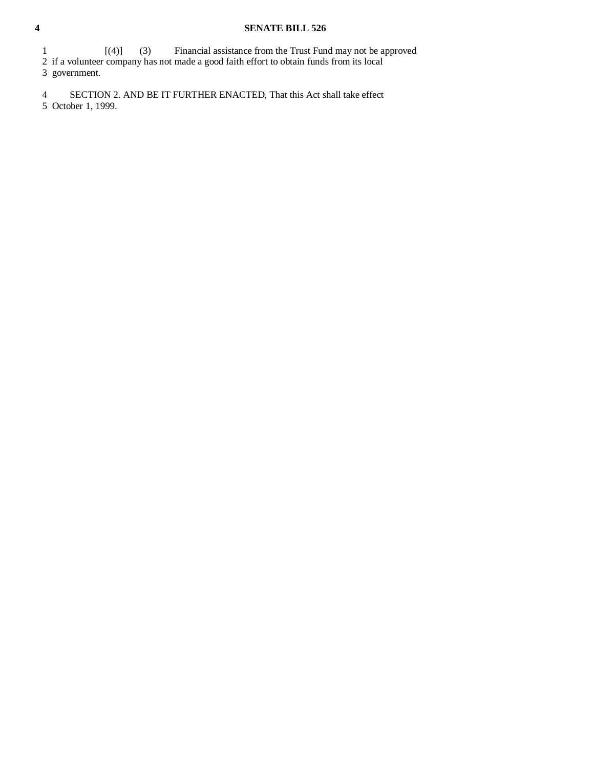[(4)] (3) Financial assistance from the Trust Fund may not be approved if a volunteer company has not made a good faith effort to obtain funds from its local government.

SECTION 2. AND BE IT FURTHER ENACTED, That this Act shall take effect October 1, 1999.